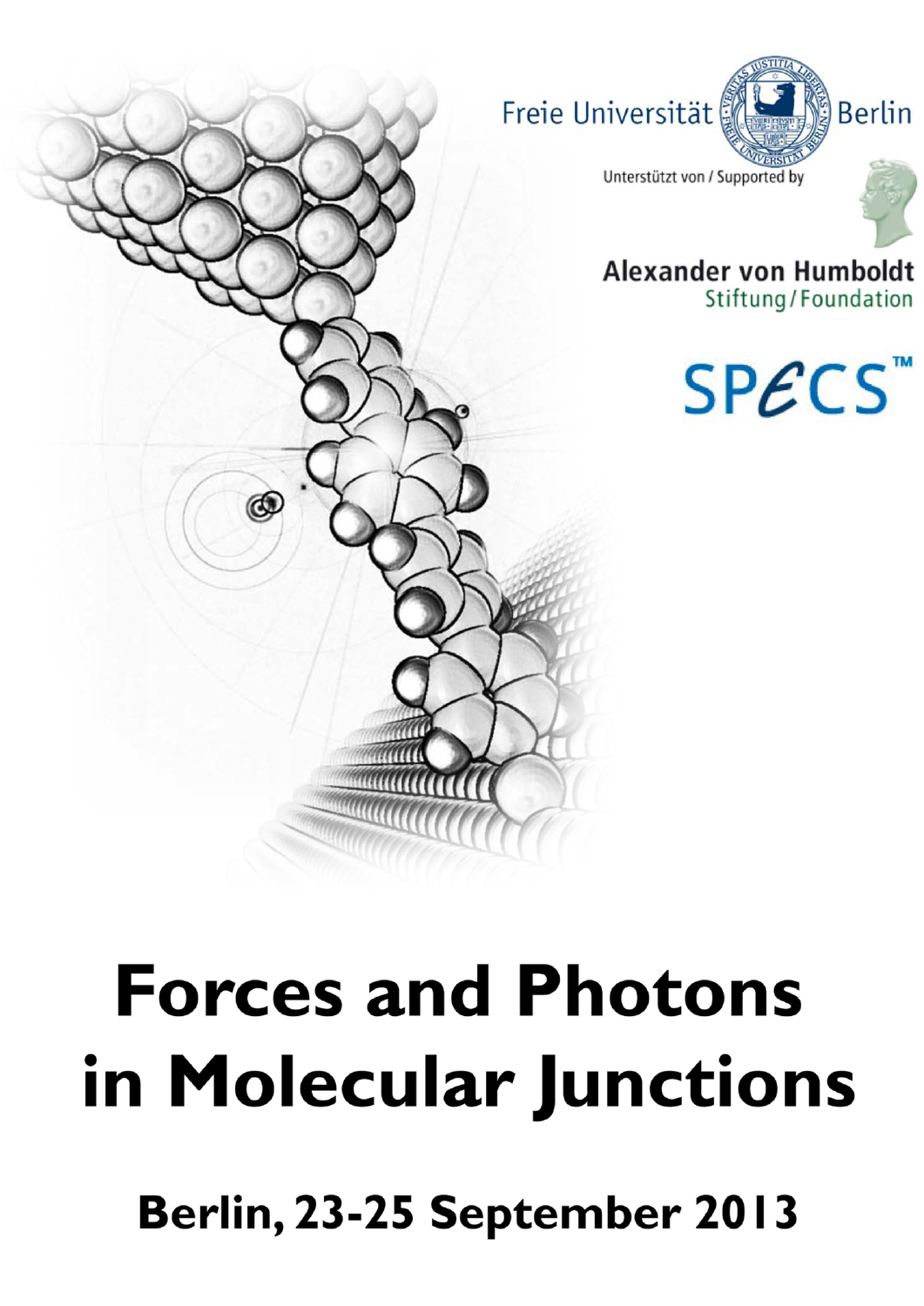Freie Universität Berlin

Unterstützt von / Supported by

Alexander von Humboldt Stiftung/Foundation

SPECS™

# Forces and Photons in Molecular Junctions

## Berlin, 23-25 September 2013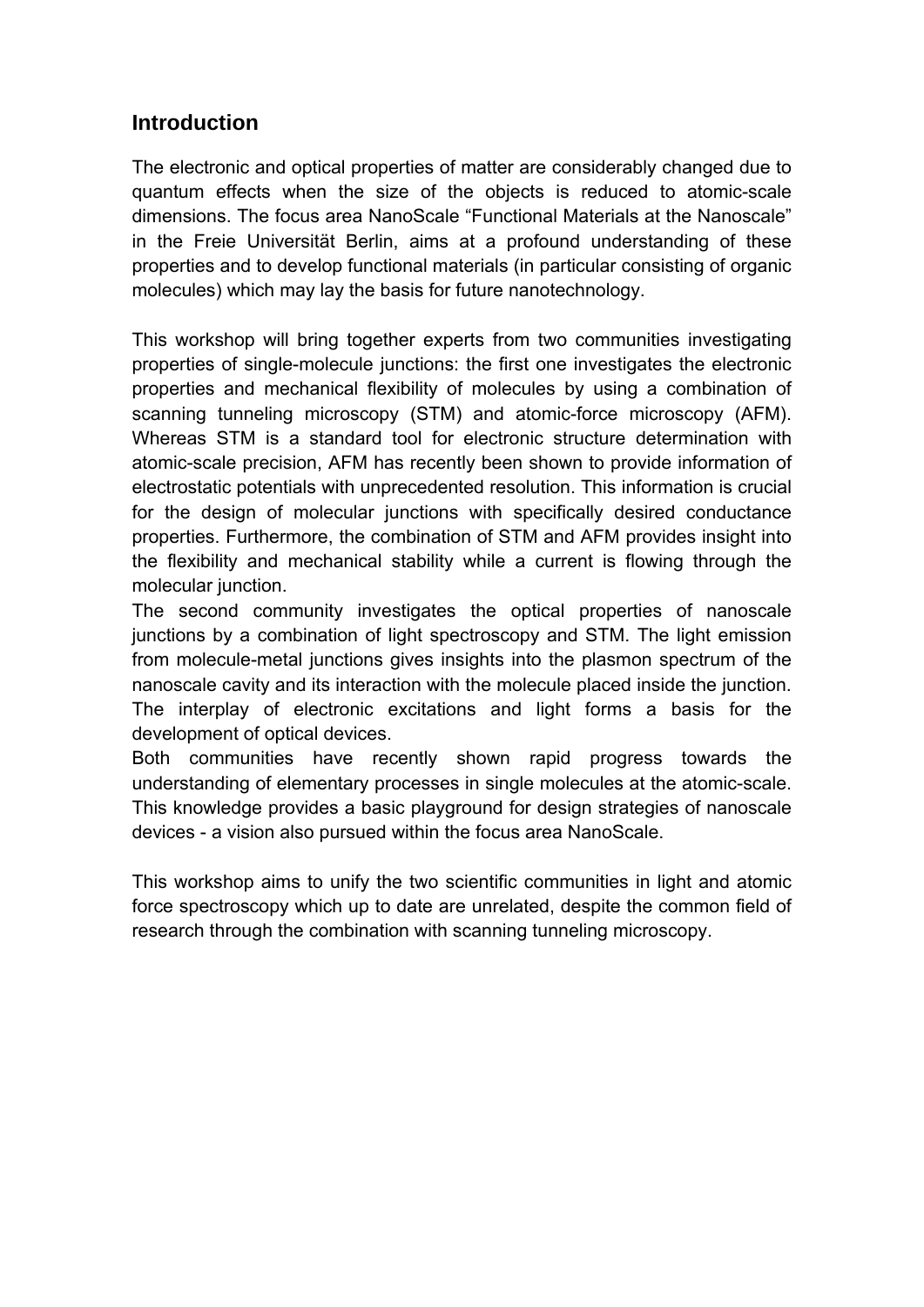## Introduction

The electronic and optical properties of matter are considerably changed due to quantum effects when the size of the objects is reduced to atomic-scale dimensions. The focus area NanoScale "Functional Materials at the Nanoscale" in the Freie Universität Berlin, aims at a profound understanding of these properties and to develop functional materials (in particular consisting of organic molecules) which may lay the basis for future nanotechnology.

This workshop will bring together experts from two communities investigating properties of single-molecule junctions: the first one investigates the electronic properties and mechanical flexibility of molecules by using a combination of scanning tunneling microscopy (STM) and atomic-force microscopy (AFM). Whereas STM is a standard tool for electronic structure determination with atomic-scale precision, AFM has recently been shown to provide information of electrostatic potentials with unprecedented resolution. This information is crucial for the design of molecular junctions with specifically desired conductance properties. Furthermore, the combination of STM and AFM provides insight into the flexibility and mechanical stability while a current is flowing through the molecular junction.

The second community investigates the optical properties of nanoscale junctions by a combination of light spectroscopy and STM. The light emission from molecule-metal junctions gives insights into the plasmon spectrum of the nanoscale cavity and its interaction with the molecule placed inside the junction. The interplay of electronic excitations and light forms a basis for the development of optical devices.

Both communities have recently shown rapid progress towards the understanding of elementary processes in single molecules at the atomic-scale. This knowledge provides a basic playground for design strategies of nanoscale devices - a vision also pursued within the focus area NanoScale.

This workshop aims to unify the two scientific communities in light and atomic force spectroscopy which up to date are unrelated, despite the common field of research through the combination with scanning tunneling microscopy.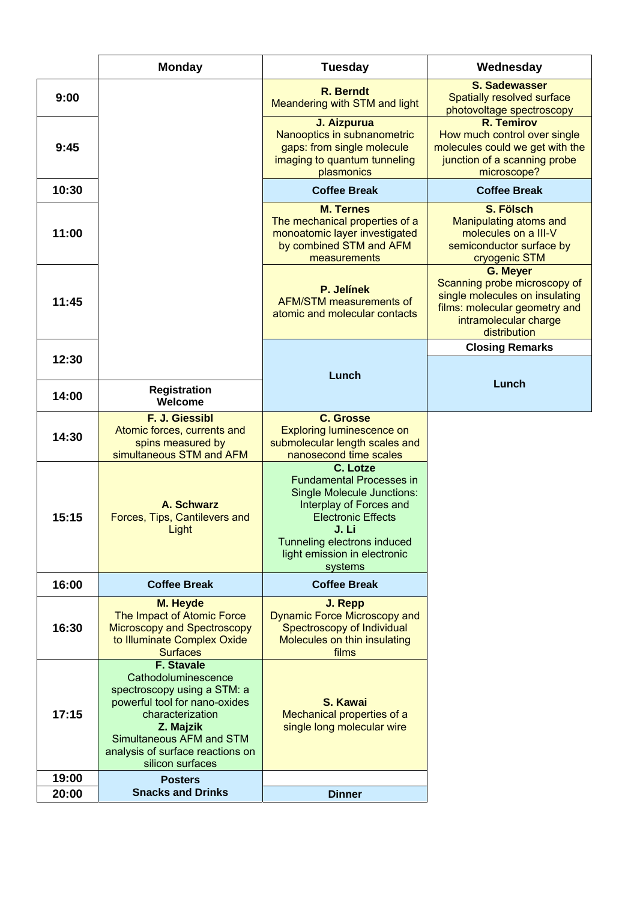| | Monday | Tuesday | Wednesday |
|---|---|---|---|
| **9:00** | | **R. Berndt** Meandering with STM and light | **S. Sadewasser** Spatially resolved surface photovoltage spectroscopy |
| **9:45** | | **J. Aizpurua** Nanooptics in subnanometric gaps: from single molecule imaging to quantum tunneling plasmonics | **R. Temirov** How much control over single molecules could we get with the junction of a scanning probe microscope? |
| **10:30** | | **Coffee Break** | **Coffee Break** |
| **11:00** | | **M. Ternes** The mechanical properties of a monoatomic layer investigated by combined STM and AFM measurements | **S. Fölsch** Manipulating atoms and molecules on a III-V semiconductor surface by cryogenic STM |
| **11:45** | | **P. Jelínek** AFM/STM measurements of atomic and molecular contacts | **G. Meyer** Scanning probe microscopy of single molecules on insulating films: molecular geometry and intramolecular charge distribution |
| **12:30** | | **Lunch** | **Closing Remarks** / **Lunch** |
| **14:00** | **Registration Welcome** | | |
| **14:30** | **F. J. Giessibl** Atomic forces, currents and spins measured by simultaneous STM and AFM | **C. Grosse** Exploring luminescence on submolecular length scales and nanosecond time scales | |
| **15:15** | **A. Schwarz** Forces, Tips, Cantilevers and Light | **C. Lotze** Fundamental Processes in Single Molecule Junctions: Interplay of Forces and Electronic Effects **J. Li** Tunneling electrons induced light emission in electronic systems | |
| **16:00** | **Coffee Break** | **Coffee Break** | |
| **16:30** | **M. Heyde** The Impact of Atomic Force Microscopy and Spectroscopy to Illuminate Complex Oxide Surfaces | **J. Repp** Dynamic Force Microscopy and Spectroscopy of Individual Molecules on thin insulating films | |
| **17:15** | **F. Stavale** Cathodoluminescence spectroscopy using a STM: a powerful tool for nano-oxides characterization **Z. Majzik** Simultaneous AFM and STM analysis of surface reactions on silicon surfaces | **S. Kawai** Mechanical properties of a single long molecular wire | |
| **19:00** | **Posters** | | |
| **20:00** | **Snacks and Drinks** | **Dinner** | |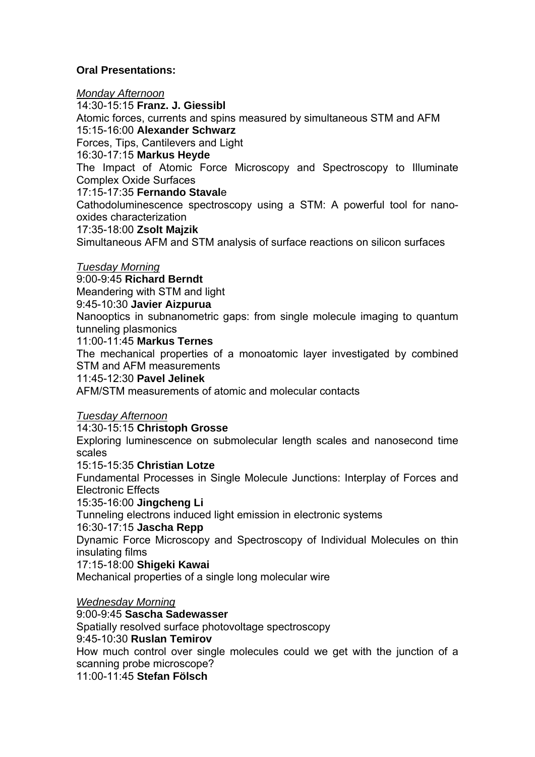**Oral Presentations:**

*Monday Afternoon*

14:30-15:15 **Franz. J. Giessibl**
Atomic forces, currents and spins measured by simultaneous STM and AFM

15:15-16:00 **Alexander Schwarz**
Forces, Tips, Cantilevers and Light

16:30-17:15 **Markus Heyde**
The Impact of Atomic Force Microscopy and Spectroscopy to Illuminate Complex Oxide Surfaces

17:15-17:35 **Fernando Staval**e
Cathodoluminescence spectroscopy using a STM: A powerful tool for nano-oxides characterization

17:35-18:00 **Zsolt Majzik**
Simultaneous AFM and STM analysis of surface reactions on silicon surfaces

*Tuesday Morning*

9:00-9:45 **Richard Berndt**
Meandering with STM and light

9:45-10:30 **Javier Aizpurua**
Nanooptics in subnanometric gaps: from single molecule imaging to quantum tunneling plasmonics

11:00-11:45 **Markus Ternes**
The mechanical properties of a monoatomic layer investigated by combined STM and AFM measurements

11:45-12:30 **Pavel Jelinek**
AFM/STM measurements of atomic and molecular contacts

*Tuesday Afternoon*

14:30-15:15 **Christoph Grosse**
Exploring luminescence on submolecular length scales and nanosecond time scales

15:15-15:35 **Christian Lotze**
Fundamental Processes in Single Molecule Junctions: Interplay of Forces and Electronic Effects

15:35-16:00 **Jingcheng Li**
Tunneling electrons induced light emission in electronic systems

16:30-17:15 **Jascha Repp**
Dynamic Force Microscopy and Spectroscopy of Individual Molecules on thin insulating films

17:15-18:00 **Shigeki Kawai**
Mechanical properties of a single long molecular wire

*Wednesday Morning*

9:00-9:45 **Sascha Sadewasser**
Spatially resolved surface photovoltage spectroscopy

9:45-10:30 **Ruslan Temirov**
How much control over single molecules could we get with the junction of a scanning probe microscope?

11:00-11:45 **Stefan Fölsch**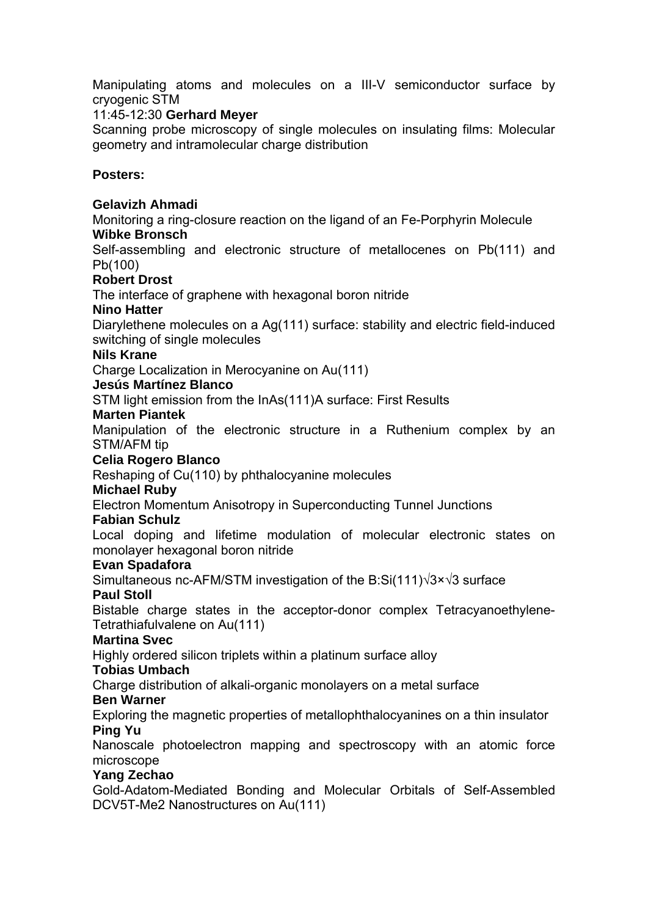Manipulating atoms and molecules on a III-V semiconductor surface by cryogenic STM

11:45-12:30 **Gerhard Meyer**

Scanning probe microscopy of single molecules on insulating films: Molecular geometry and intramolecular charge distribution

**Posters:**

**Gelavizh Ahmadi**
Monitoring a ring-closure reaction on the ligand of an Fe-Porphyrin Molecule

**Wibke Bronsch**
Self-assembling and electronic structure of metallocenes on Pb(111) and Pb(100)

**Robert Drost**
The interface of graphene with hexagonal boron nitride

**Nino Hatter**
Diarylethene molecules on a Ag(111) surface: stability and electric field-induced switching of single molecules

**Nils Krane**
Charge Localization in Merocyanine on Au(111)

**Jesús Martínez Blanco**
STM light emission from the InAs(111)A surface: First Results

**Marten Piantek**
Manipulation of the electronic structure in a Ruthenium complex by an STM/AFM tip

**Celia Rogero Blanco**
Reshaping of Cu(110) by phthalocyanine molecules

**Michael Ruby**
Electron Momentum Anisotropy in Superconducting Tunnel Junctions

**Fabian Schulz**
Local doping and lifetime modulation of molecular electronic states on monolayer hexagonal boron nitride

**Evan Spadafora**
Simultaneous nc-AFM/STM investigation of the B:Si(111)$\sqrt{3}\times\sqrt{3}$ surface

**Paul Stoll**
Bistable charge states in the acceptor-donor complex Tetracyanoethylene-Tetrathiafulvalene on Au(111)

**Martina Svec**
Highly ordered silicon triplets within a platinum surface alloy

**Tobias Umbach**
Charge distribution of alkali-organic monolayers on a metal surface

**Ben Warner**
Exploring the magnetic properties of metallophthalocyanines on a thin insulator

**Ping Yu**
Nanoscale photoelectron mapping and spectroscopy with an atomic force microscope

**Yang Zechao**
Gold-Adatom-Mediated Bonding and Molecular Orbitals of Self-Assembled DCV5T-Me2 Nanostructures on Au(111)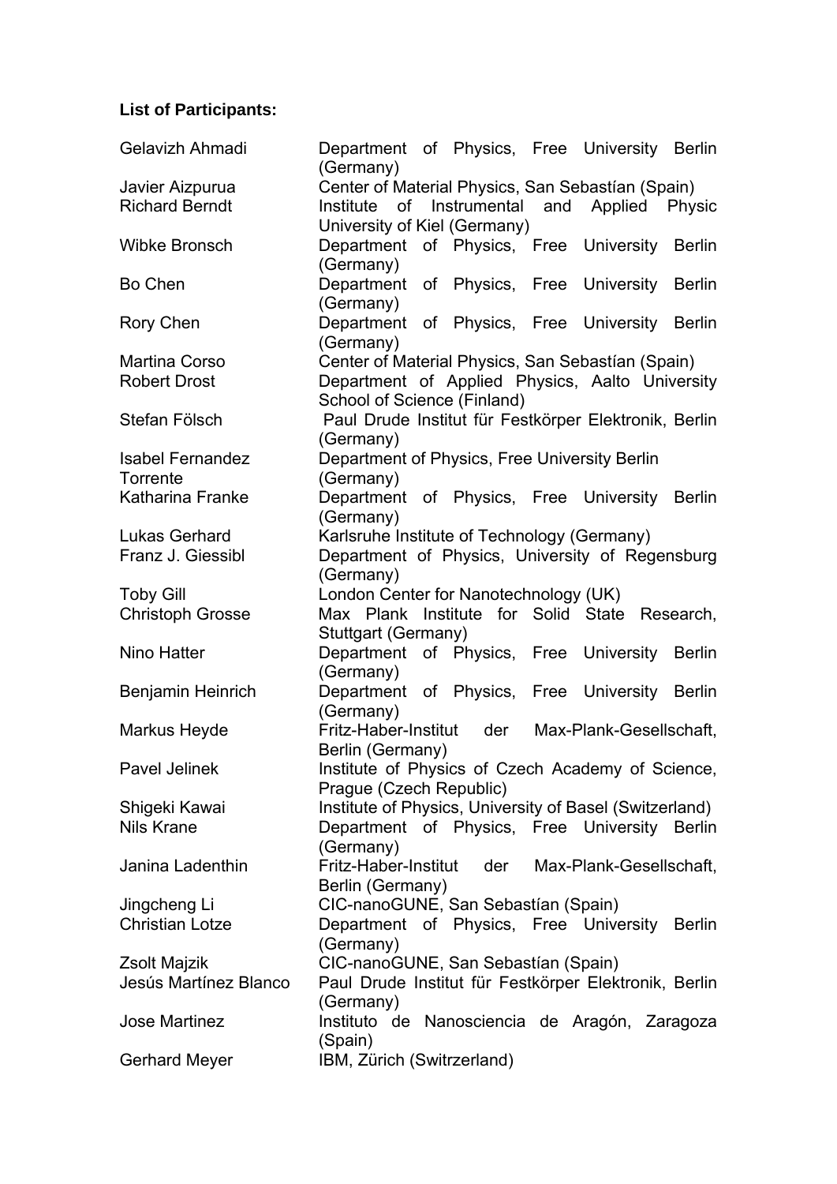**List of Participants:**

| | |
|---|---|
| Gelavizh Ahmadi | Department of Physics, Free University Berlin (Germany) |
| Javier Aizpurua | Center of Material Physics, San Sebastían (Spain) |
| Richard Berndt | Institute of Instrumental and Applied Physic University of Kiel (Germany) |
| Wibke Bronsch | Department of Physics, Free University Berlin (Germany) |
| Bo Chen | Department of Physics, Free University Berlin (Germany) |
| Rory Chen | Department of Physics, Free University Berlin (Germany) |
| Martina Corso | Center of Material Physics, San Sebastían (Spain) |
| Robert Drost | Department of Applied Physics, Aalto University School of Science (Finland) |
| Stefan Fölsch | Paul Drude Institut für Festkörper Elektronik, Berlin (Germany) |
| Isabel Fernandez Torrente | Department of Physics, Free University Berlin (Germany) |
| Katharina Franke | Department of Physics, Free University Berlin (Germany) |
| Lukas Gerhard | Karlsruhe Institute of Technology (Germany) |
| Franz J. Giessibl | Department of Physics, University of Regensburg (Germany) |
| Toby Gill | London Center for Nanotechnology (UK) |
| Christoph Grosse | Max Plank Institute for Solid State Research, Stuttgart (Germany) |
| Nino Hatter | Department of Physics, Free University Berlin (Germany) |
| Benjamin Heinrich | Department of Physics, Free University Berlin (Germany) |
| Markus Heyde | Fritz-Haber-Institut der Max-Plank-Gesellschaft, Berlin (Germany) |
| Pavel Jelinek | Institute of Physics of Czech Academy of Science, Prague (Czech Republic) |
| Shigeki Kawai | Institute of Physics, University of Basel (Switzerland) |
| Nils Krane | Department of Physics, Free University Berlin (Germany) |
| Janina Ladenthin | Fritz-Haber-Institut der Max-Plank-Gesellschaft, Berlin (Germany) |
| Jingcheng Li | CIC-nanoGUNE, San Sebastían (Spain) |
| Christian Lotze | Department of Physics, Free University Berlin (Germany) |
| Zsolt Majzik | CIC-nanoGUNE, San Sebastían (Spain) |
| Jesús Martínez Blanco | Paul Drude Institut für Festkörper Elektronik, Berlin (Germany) |
| Jose Martinez | Instituto de Nanosciencia de Aragón, Zaragoza (Spain) |
| Gerhard Meyer | IBM, Zürich (Switrzerland) |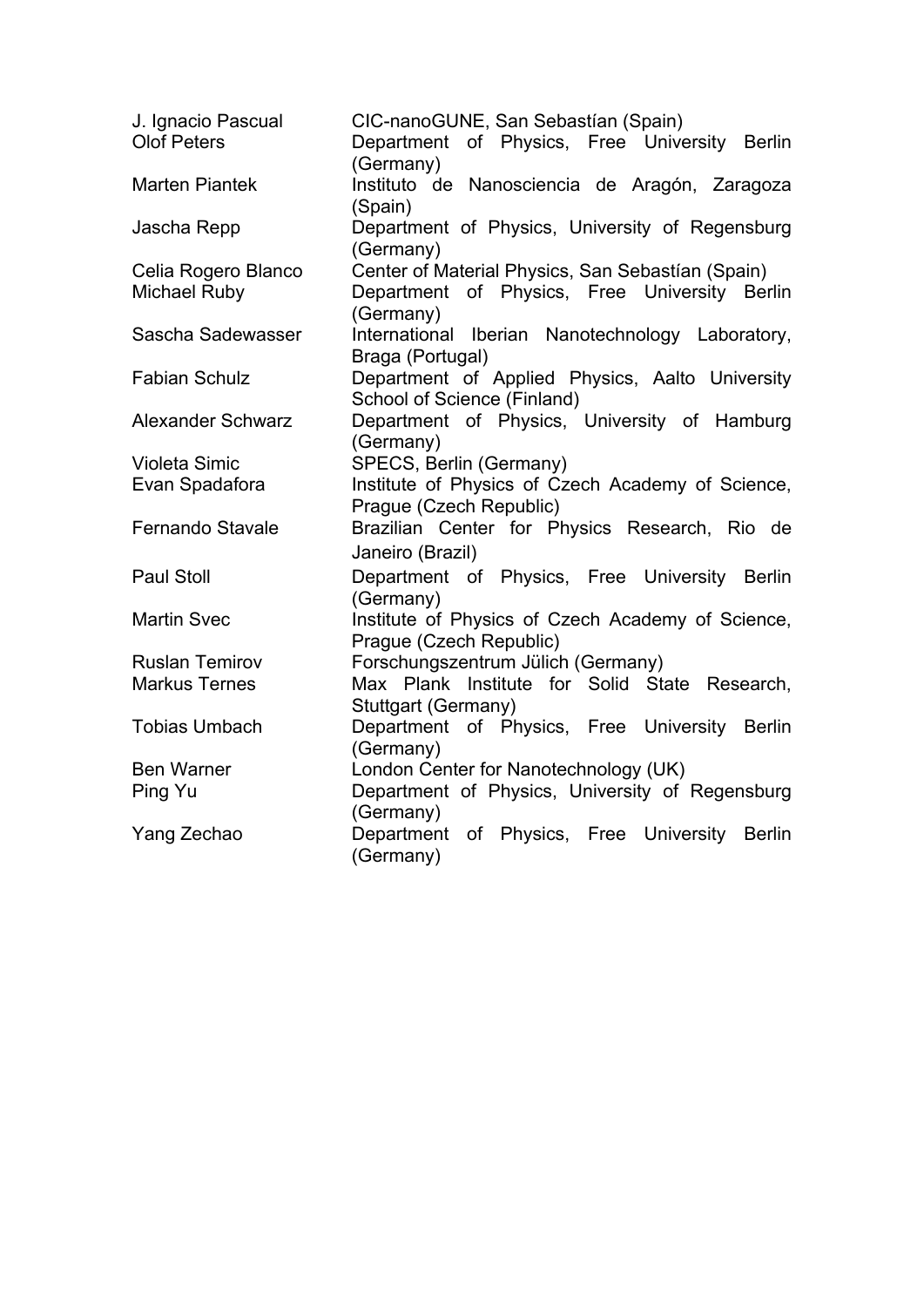| | |
|---|---|
| J. Ignacio Pascual | CIC-nanoGUNE, San Sebastían (Spain) |
| Olof Peters | Department of Physics, Free University Berlin (Germany) |
| Marten Piantek | Instituto de Nanosciencia de Aragón, Zaragoza (Spain) |
| Jascha Repp | Department of Physics, University of Regensburg (Germany) |
| Celia Rogero Blanco | Center of Material Physics, San Sebastían (Spain) |
| Michael Ruby | Department of Physics, Free University Berlin (Germany) |
| Sascha Sadewasser | International Iberian Nanotechnology Laboratory, Braga (Portugal) |
| Fabian Schulz | Department of Applied Physics, Aalto University School of Science (Finland) |
| Alexander Schwarz | Department of Physics, University of Hamburg (Germany) |
| Violeta Simic | SPECS, Berlin (Germany) |
| Evan Spadafora | Institute of Physics of Czech Academy of Science, Prague (Czech Republic) |
| Fernando Stavale | Brazilian Center for Physics Research, Rio de Janeiro (Brazil) |
| Paul Stoll | Department of Physics, Free University Berlin (Germany) |
| Martin Svec | Institute of Physics of Czech Academy of Science, Prague (Czech Republic) |
| Ruslan Temirov | Forschungszentrum Jülich (Germany) |
| Markus Ternes | Max Plank Institute for Solid State Research, Stuttgart (Germany) |
| Tobias Umbach | Department of Physics, Free University Berlin (Germany) |
| Ben Warner | London Center for Nanotechnology (UK) |
| Ping Yu | Department of Physics, University of Regensburg (Germany) |
| Yang Zechao | Department of Physics, Free University Berlin (Germany) |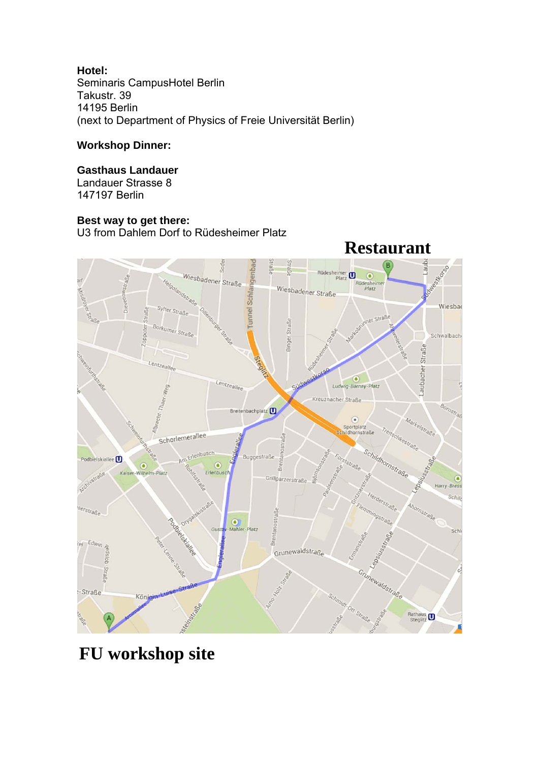**Hotel:**
Seminaris CampusHotel Berlin
Takustr. 39
14195 Berlin
(next to Department of Physics of Freie Universität Berlin)

**Workshop Dinner:**

**Gasthaus Landauer**
Landauer Strasse 8
147197 Berlin

**Best way to get there:**
U3 from Dahlem Dorf to Rüdesheimer Platz

**Restaurant**

**FU workshop site**